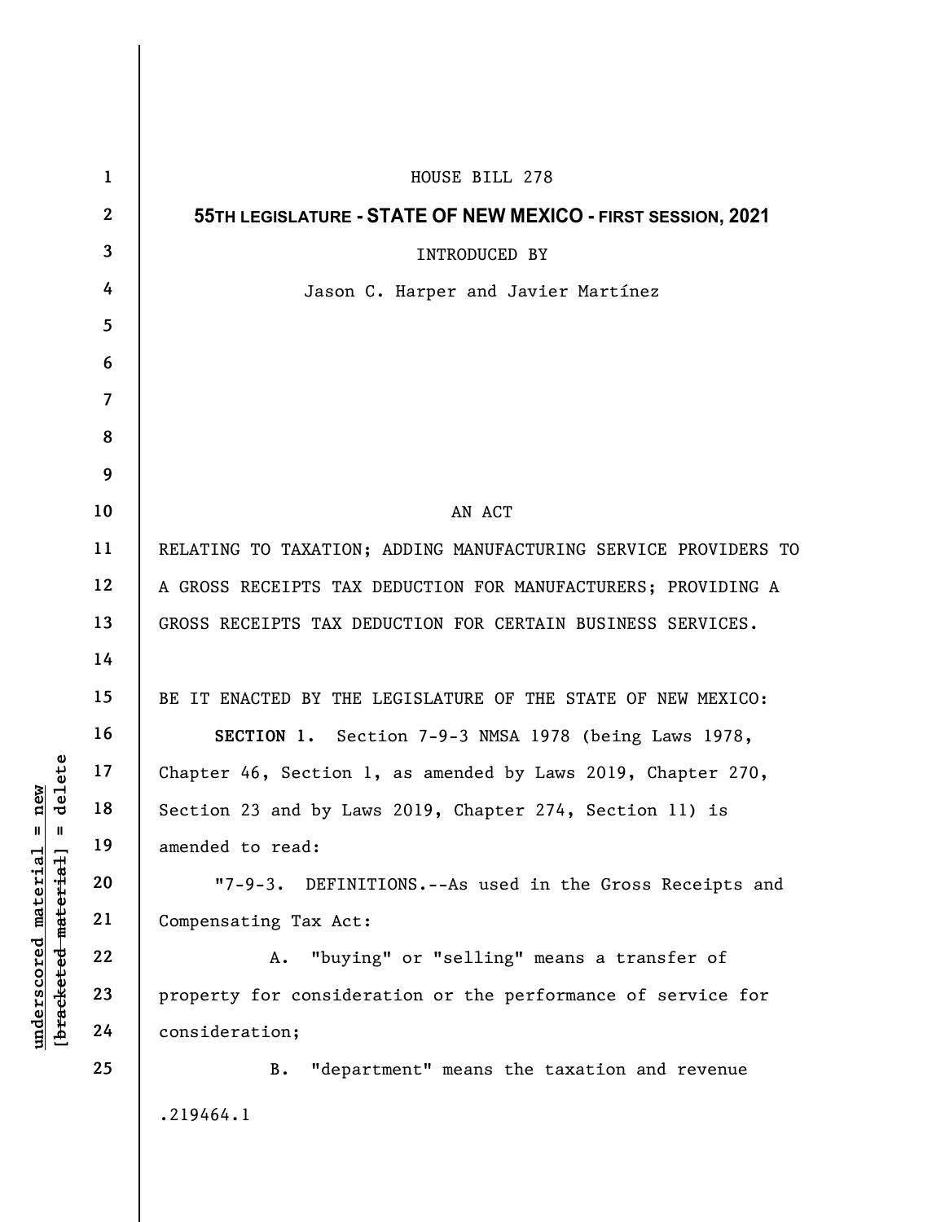HOUSE BILL 278

**55TH LEGISLATURE - STATE OF NEW MEXICO - FIRST SESSION, 2021**

INTRODUCED BY

Jason C. Harper and Javier Martínez

AN ACT

RELATING TO TAXATION; ADDING MANUFACTURING SERVICE PROVIDERS TO A GROSS RECEIPTS TAX DEDUCTION FOR MANUFACTURERS; PROVIDING A GROSS RECEIPTS TAX DEDUCTION FOR CERTAIN BUSINESS SERVICES.

BE IT ENACTED BY THE LEGISLATURE OF THE STATE OF NEW MEXICO:

**SECTION 1.** Section 7-9-3 NMSA 1978 (being Laws 1978, Chapter 46, Section 1, as amended by Laws 2019, Chapter 270, Section 23 and by Laws 2019, Chapter 274, Section 11) is amended to read:

"7-9-3. DEFINITIONS.--As used in the Gross Receipts and Compensating Tax Act:

A. "buying" or "selling" means a transfer of property for consideration or the performance of service for consideration;

B. "department" means the taxation and revenue

.219464.1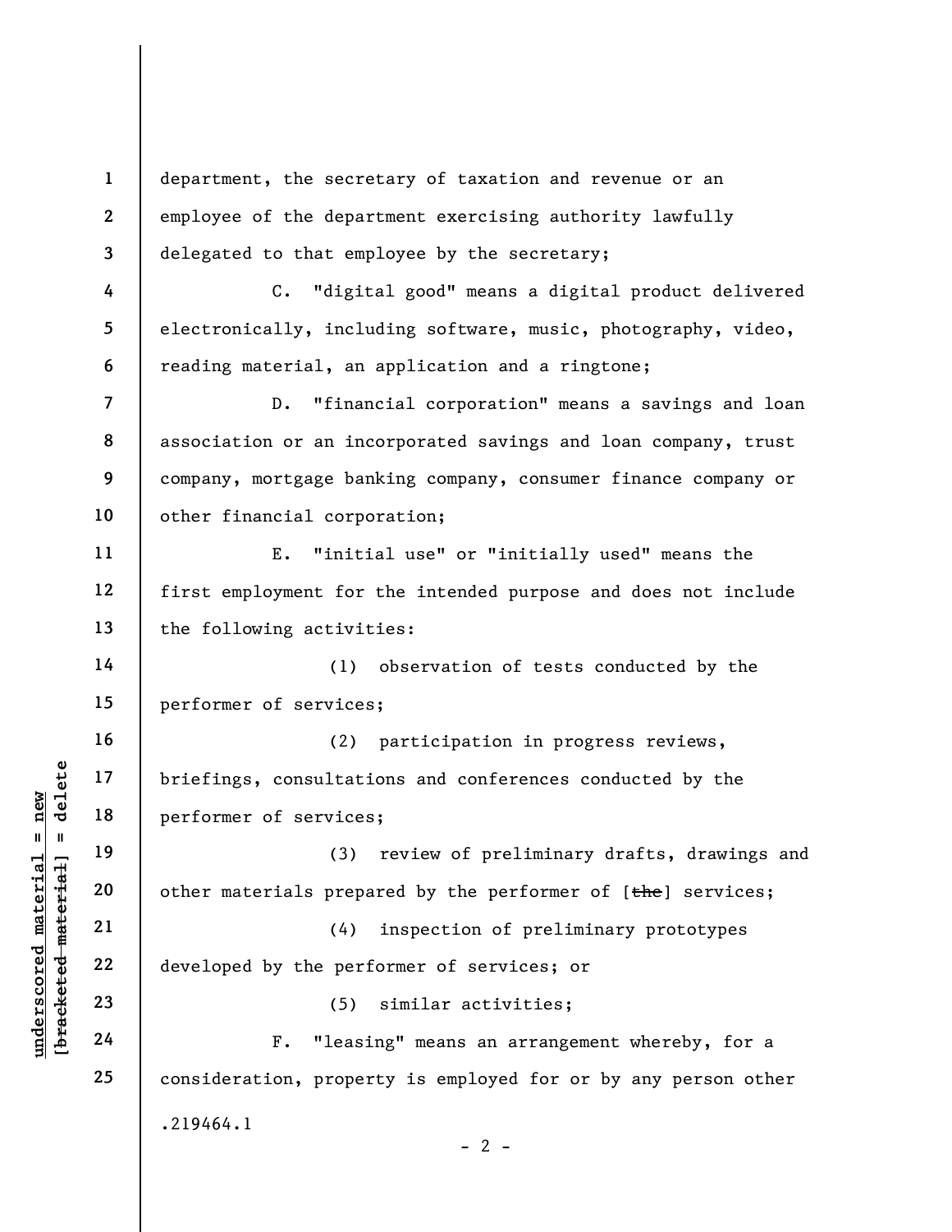department, the secretary of taxation and revenue or an employee of the department exercising authority lawfully delegated to that employee by the secretary;

C. "digital good" means a digital product delivered electronically, including software, music, photography, video, reading material, an application and a ringtone;

D. "financial corporation" means a savings and loan association or an incorporated savings and loan company, trust company, mortgage banking company, consumer finance company or other financial corporation;

E. "initial use" or "initially used" means the first employment for the intended purpose and does not include the following activities:

(1) observation of tests conducted by the performer of services;

(2) participation in progress reviews, briefings, consultations and conferences conducted by the performer of services;

(3) review of preliminary drafts, drawings and other materials prepared by the performer of [~~the~~] services;

(4) inspection of preliminary prototypes developed by the performer of services; or

(5) similar activities;

F. "leasing" means an arrangement whereby, for a consideration, property is employed for or by any person other

.219464.1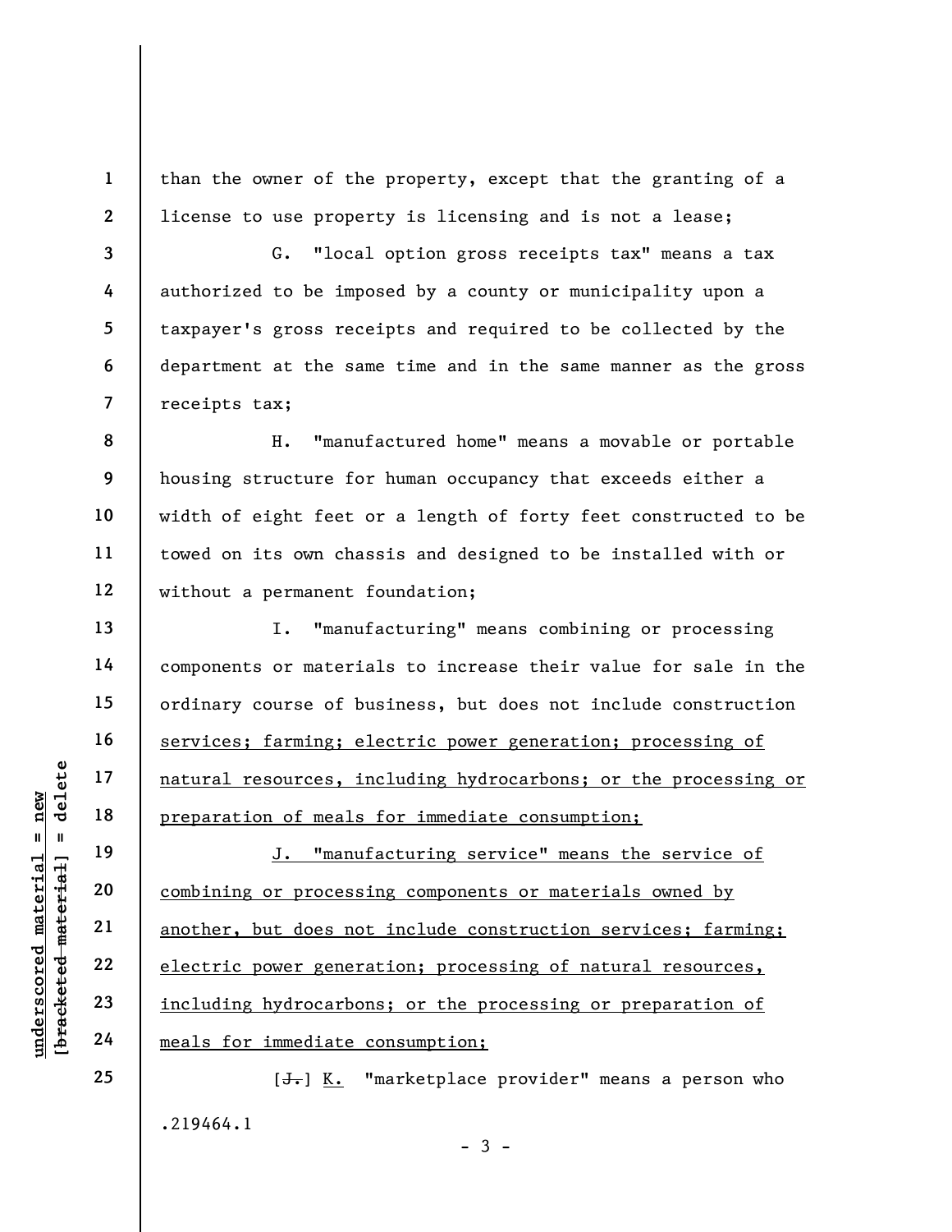than the owner of the property, except that the granting of a license to use property is licensing and is not a lease;

G. "local option gross receipts tax" means a tax authorized to be imposed by a county or municipality upon a taxpayer's gross receipts and required to be collected by the department at the same time and in the same manner as the gross receipts tax;

H. "manufactured home" means a movable or portable housing structure for human occupancy that exceeds either a width of eight feet or a length of forty feet constructed to be towed on its own chassis and designed to be installed with or without a permanent foundation;

I. "manufacturing" means combining or processing components or materials to increase their value for sale in the ordinary course of business, but does not include construction services; farming; electric power generation; processing of natural resources, including hydrocarbons; or the processing or preparation of meals for immediate consumption;

J. "manufacturing service" means the service of combining or processing components or materials owned by another, but does not include construction services; farming; electric power generation; processing of natural resources, including hydrocarbons; or the processing or preparation of meals for immediate consumption;

[~~J.~~] K. "marketplace provider" means a person who

.219464.1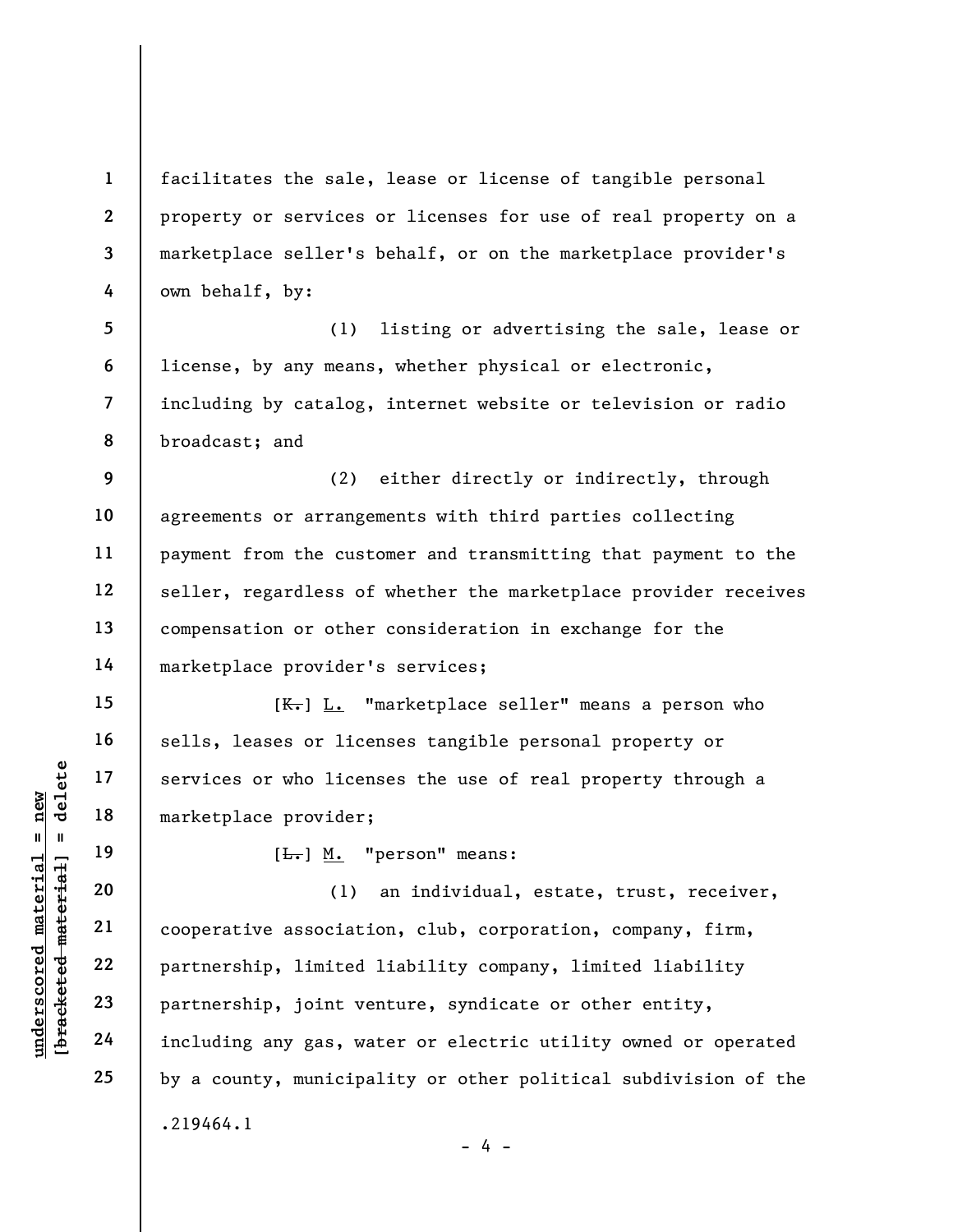facilitates the sale, lease or license of tangible personal property or services or licenses for use of real property on a marketplace seller's behalf, or on the marketplace provider's own behalf, by:

(1) listing or advertising the sale, lease or license, by any means, whether physical or electronic, including by catalog, internet website or television or radio broadcast; and

(2) either directly or indirectly, through agreements or arrangements with third parties collecting payment from the customer and transmitting that payment to the seller, regardless of whether the marketplace provider receives compensation or other consideration in exchange for the marketplace provider's services;

[~~K.~~] L. "marketplace seller" means a person who sells, leases or licenses tangible personal property or services or who licenses the use of real property through a marketplace provider;

[~~L.~~] M. "person" means:

(1) an individual, estate, trust, receiver, cooperative association, club, corporation, company, firm, partnership, limited liability company, limited liability partnership, joint venture, syndicate or other entity, including any gas, water or electric utility owned or operated by a county, municipality or other political subdivision of the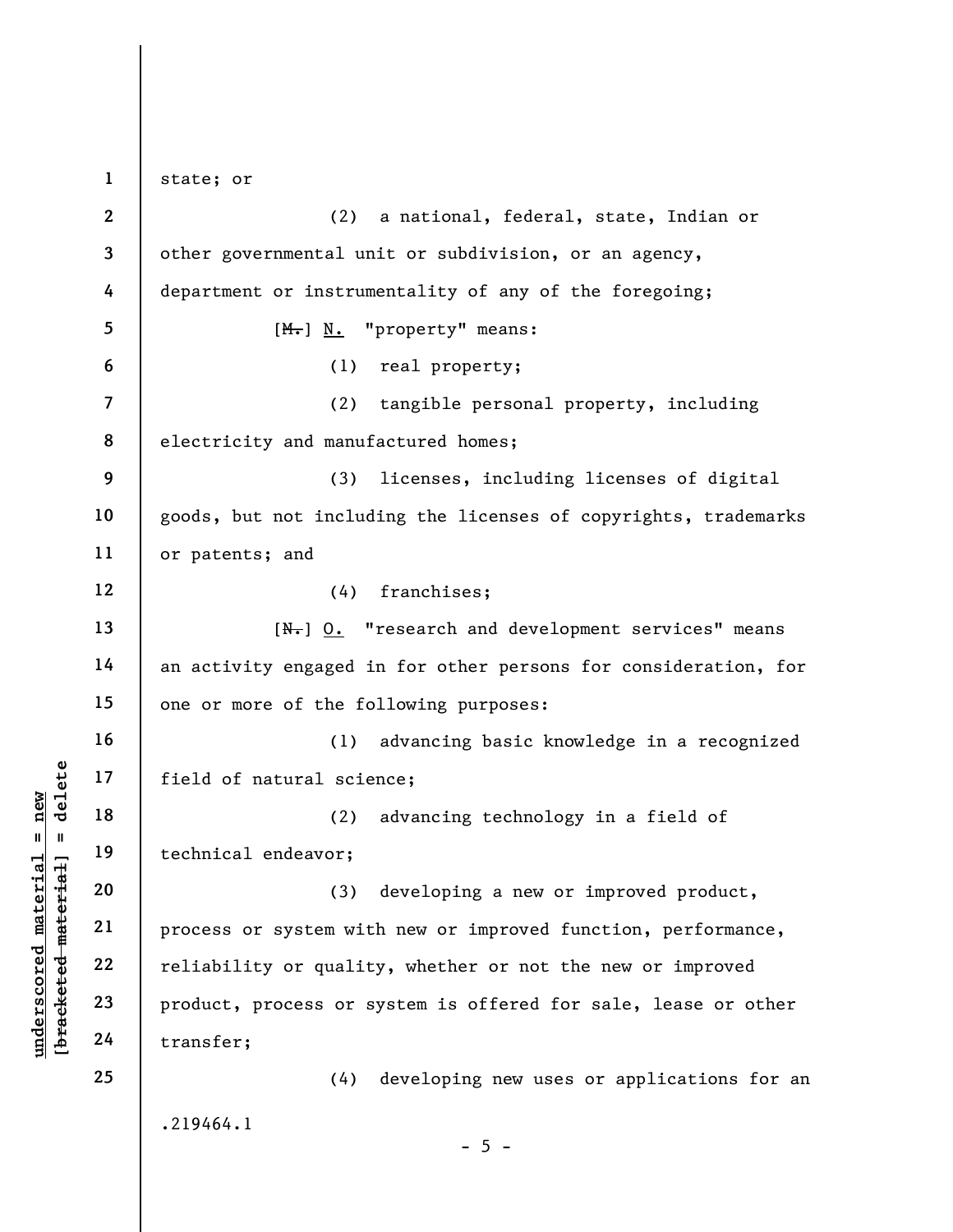state; or

(2) a national, federal, state, Indian or other governmental unit or subdivision, or an agency, department or instrumentality of any of the foregoing;

[~~M.~~] N. "property" means:

(1) real property;

(2) tangible personal property, including electricity and manufactured homes;

(3) licenses, including licenses of digital goods, but not including the licenses of copyrights, trademarks or patents; and

(4) franchises;

[~~N.~~] O. "research and development services" means an activity engaged in for other persons for consideration, for one or more of the following purposes:

(1) advancing basic knowledge in a recognized field of natural science;

(2) advancing technology in a field of technical endeavor;

(3) developing a new or improved product, process or system with new or improved function, performance, reliability or quality, whether or not the new or improved product, process or system is offered for sale, lease or other transfer;

(4) developing new uses or applications for an

.219464.1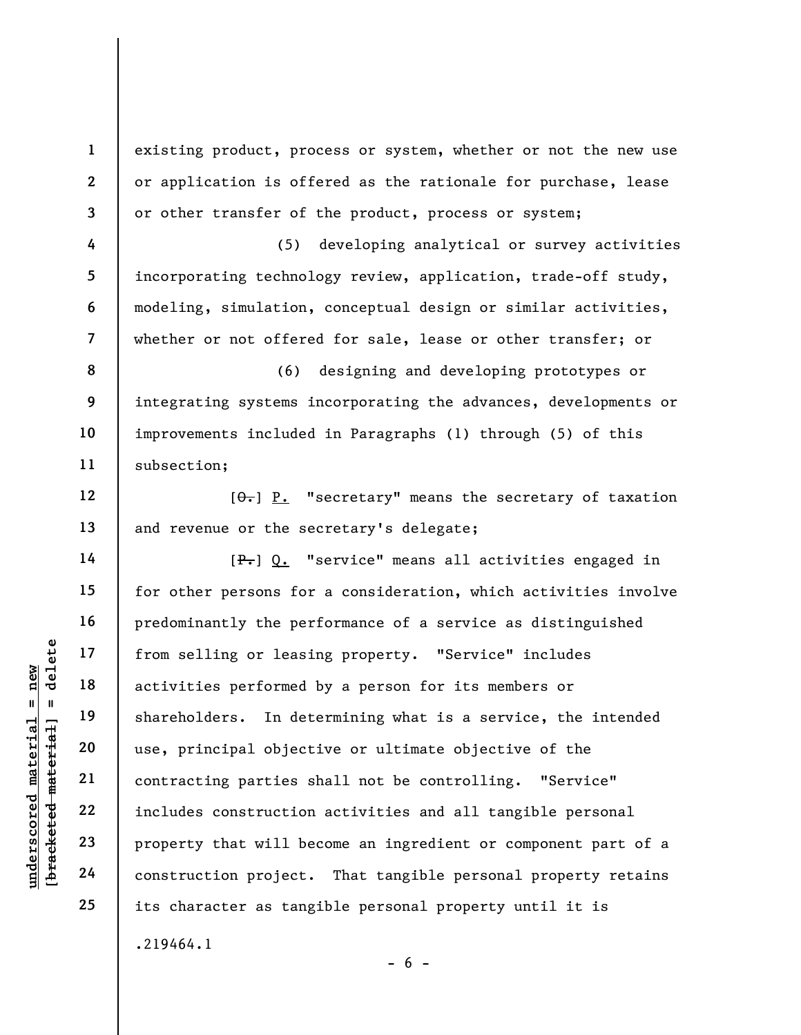existing product, process or system, whether or not the new use or application is offered as the rationale for purchase, lease or other transfer of the product, process or system;

(5) developing analytical or survey activities incorporating technology review, application, trade-off study, modeling, simulation, conceptual design or similar activities, whether or not offered for sale, lease or other transfer; or

(6) designing and developing prototypes or integrating systems incorporating the advances, developments or improvements included in Paragraphs (1) through (5) of this subsection;

[~~O.~~] <u>P.</u> "secretary" means the secretary of taxation and revenue or the secretary's delegate;

[~~P.~~] <u>Q.</u> "service" means all activities engaged in for other persons for a consideration, which activities involve predominantly the performance of a service as distinguished from selling or leasing property. "Service" includes activities performed by a person for its members or shareholders. In determining what is a service, the intended use, principal objective or ultimate objective of the contracting parties shall not be controlling. "Service" includes construction activities and all tangible personal property that will become an ingredient or component part of a construction project. That tangible personal property retains its character as tangible personal property until it is

.219464.1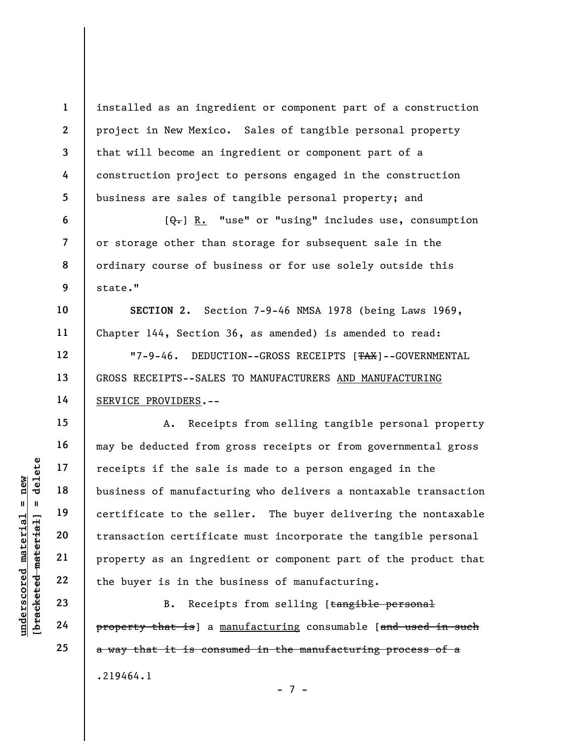installed as an ingredient or component part of a construction project in New Mexico. Sales of tangible personal property that will become an ingredient or component part of a construction project to persons engaged in the construction business are sales of tangible personal property; and

[~~Q.~~] <u>R.</u> "use" or "using" includes use, consumption or storage other than storage for subsequent sale in the ordinary course of business or for use solely outside this state."

**SECTION 2.** Section 7-9-46 NMSA 1978 (being Laws 1969, Chapter 144, Section 36, as amended) is amended to read:

"7-9-46. DEDUCTION--GROSS RECEIPTS [~~TAX~~]--GOVERNMENTAL GROSS RECEIPTS--SALES TO MANUFACTURERS <u>AND MANUFACTURING SERVICE PROVIDERS</u>.--

A. Receipts from selling tangible personal property may be deducted from gross receipts or from governmental gross receipts if the sale is made to a person engaged in the business of manufacturing who delivers a nontaxable transaction certificate to the seller. The buyer delivering the nontaxable transaction certificate must incorporate the tangible personal property as an ingredient or component part of the product that the buyer is in the business of manufacturing.

B. Receipts from selling [~~tangible personal property that is~~] a <u>manufacturing</u> consumable [~~and used in such a way that it is consumed in the manufacturing process of a~~

.219464.1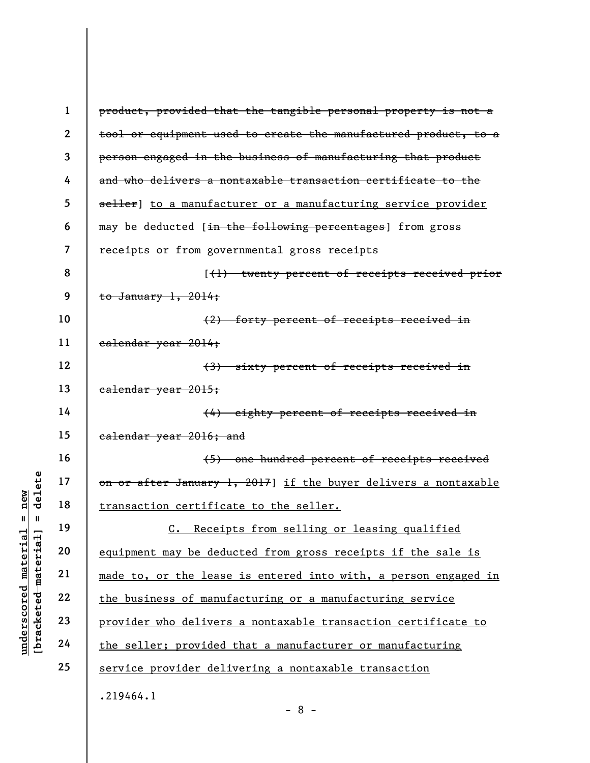[product, provided that the tangible personal property is not a tool or equipment used to create the manufactured product, to a person engaged in the business of manufacturing that product and who delivers a nontaxable transaction certificate to the seller] to a manufacturer or a manufacturing service provider may be deducted [in the following percentages] from gross receipts or from governmental gross receipts

[(1) twenty percent of receipts received prior to January 1, 2014;

(2) forty percent of receipts received in calendar year 2014;

(3) sixty percent of receipts received in calendar year 2015;

(4) eighty percent of receipts received in calendar year 2016; and

(5) one hundred percent of receipts received on or after January 1, 2017] if the buyer delivers a nontaxable transaction certificate to the seller.

C. Receipts from selling or leasing qualified equipment may be deducted from gross receipts if the sale is made to, or the lease is entered into with, a person engaged in the business of manufacturing or a manufacturing service provider who delivers a nontaxable transaction certificate to the seller; provided that a manufacturer or manufacturing service provider delivering a nontaxable transaction

.219464.1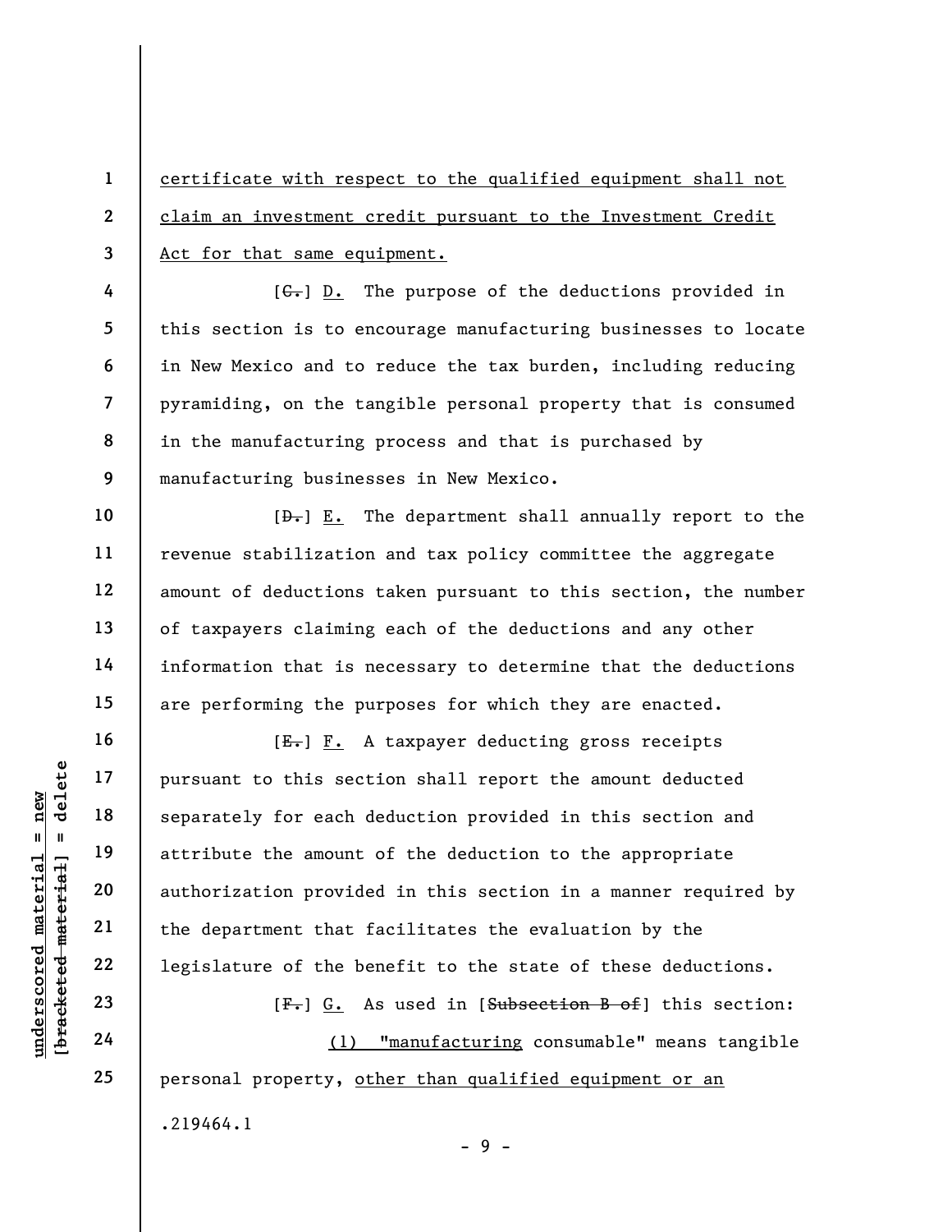<u>certificate with respect to the qualified equipment shall not claim an investment credit pursuant to the Investment Credit Act for that same equipment.</u>

[~~C.~~] <u>D.</u> The purpose of the deductions provided in this section is to encourage manufacturing businesses to locate in New Mexico and to reduce the tax burden, including reducing pyramiding, on the tangible personal property that is consumed in the manufacturing process and that is purchased by manufacturing businesses in New Mexico.

[~~D.~~] <u>E.</u> The department shall annually report to the revenue stabilization and tax policy committee the aggregate amount of deductions taken pursuant to this section, the number of taxpayers claiming each of the deductions and any other information that is necessary to determine that the deductions are performing the purposes for which they are enacted.

[~~E.~~] <u>F.</u> A taxpayer deducting gross receipts pursuant to this section shall report the amount deducted separately for each deduction provided in this section and attribute the amount of the deduction to the appropriate authorization provided in this section in a manner required by the department that facilitates the evaluation by the legislature of the benefit to the state of these deductions.

[~~F.~~] <u>G.</u> As used in [~~Subsection B of~~] this section:

<u>(1) "manufacturing</u> consumable" means tangible personal property, <u>other than qualified equipment or an</u>

.219464.1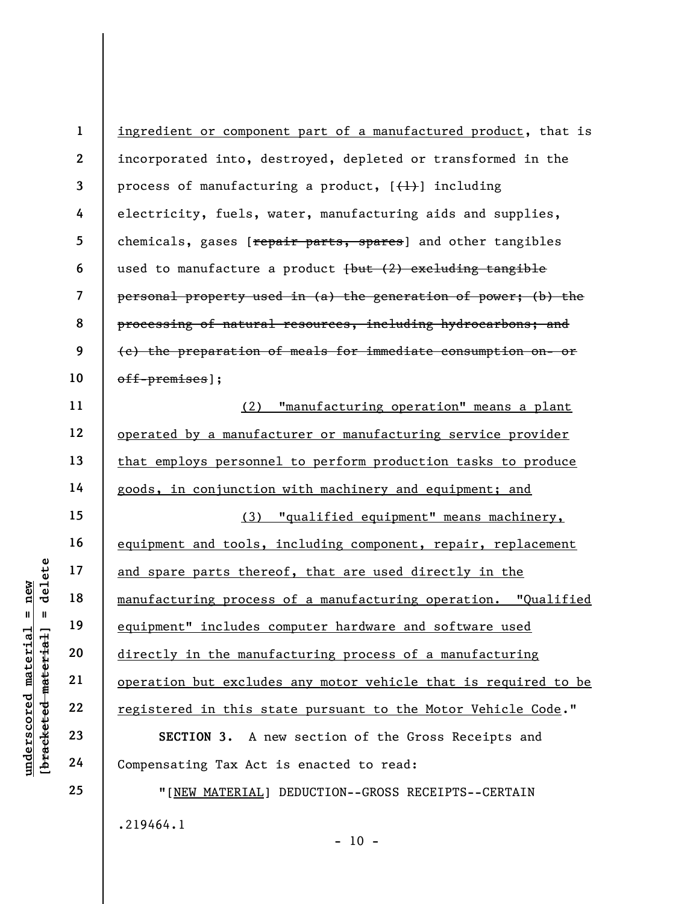ingredient or component part of a manufactured product, that is incorporated into, destroyed, depleted or transformed in the process of manufacturing a product, [(1)] including electricity, fuels, water, manufacturing aids and supplies, chemicals, gases [repair parts, spares] and other tangibles used to manufacture a product [but (2) excluding tangible personal property used in (a) the generation of power; (b) the processing of natural resources, including hydrocarbons; and (c) the preparation of meals for immediate consumption on- or off-premises];

(2) "manufacturing operation" means a plant operated by a manufacturer or manufacturing service provider that employs personnel to perform production tasks to produce goods, in conjunction with machinery and equipment; and

(3) "qualified equipment" means machinery, equipment and tools, including component, repair, replacement and spare parts thereof, that are used directly in the manufacturing process of a manufacturing operation. "Qualified equipment" includes computer hardware and software used directly in the manufacturing process of a manufacturing operation but excludes any motor vehicle that is required to be registered in this state pursuant to the Motor Vehicle Code."

**SECTION 3.** A new section of the Gross Receipts and Compensating Tax Act is enacted to read:

"[NEW MATERIAL] DEDUCTION--GROSS RECEIPTS--CERTAIN

.219464.1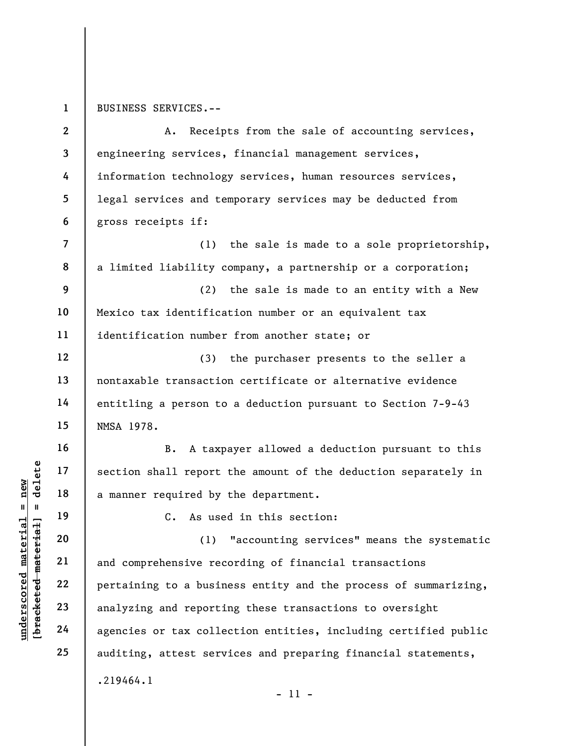BUSINESS SERVICES.--

A. Receipts from the sale of accounting services, engineering services, financial management services, information technology services, human resources services, legal services and temporary services may be deducted from gross receipts if:

(1) the sale is made to a sole proprietorship, a limited liability company, a partnership or a corporation;

(2) the sale is made to an entity with a New Mexico tax identification number or an equivalent tax identification number from another state; or

(3) the purchaser presents to the seller a nontaxable transaction certificate or alternative evidence entitling a person to a deduction pursuant to Section 7-9-43 NMSA 1978.

B. A taxpayer allowed a deduction pursuant to this section shall report the amount of the deduction separately in a manner required by the department.

C. As used in this section:

(1) "accounting services" means the systematic and comprehensive recording of financial transactions pertaining to a business entity and the process of summarizing, analyzing and reporting these transactions to oversight agencies or tax collection entities, including certified public auditing, attest services and preparing financial statements,

.219464.1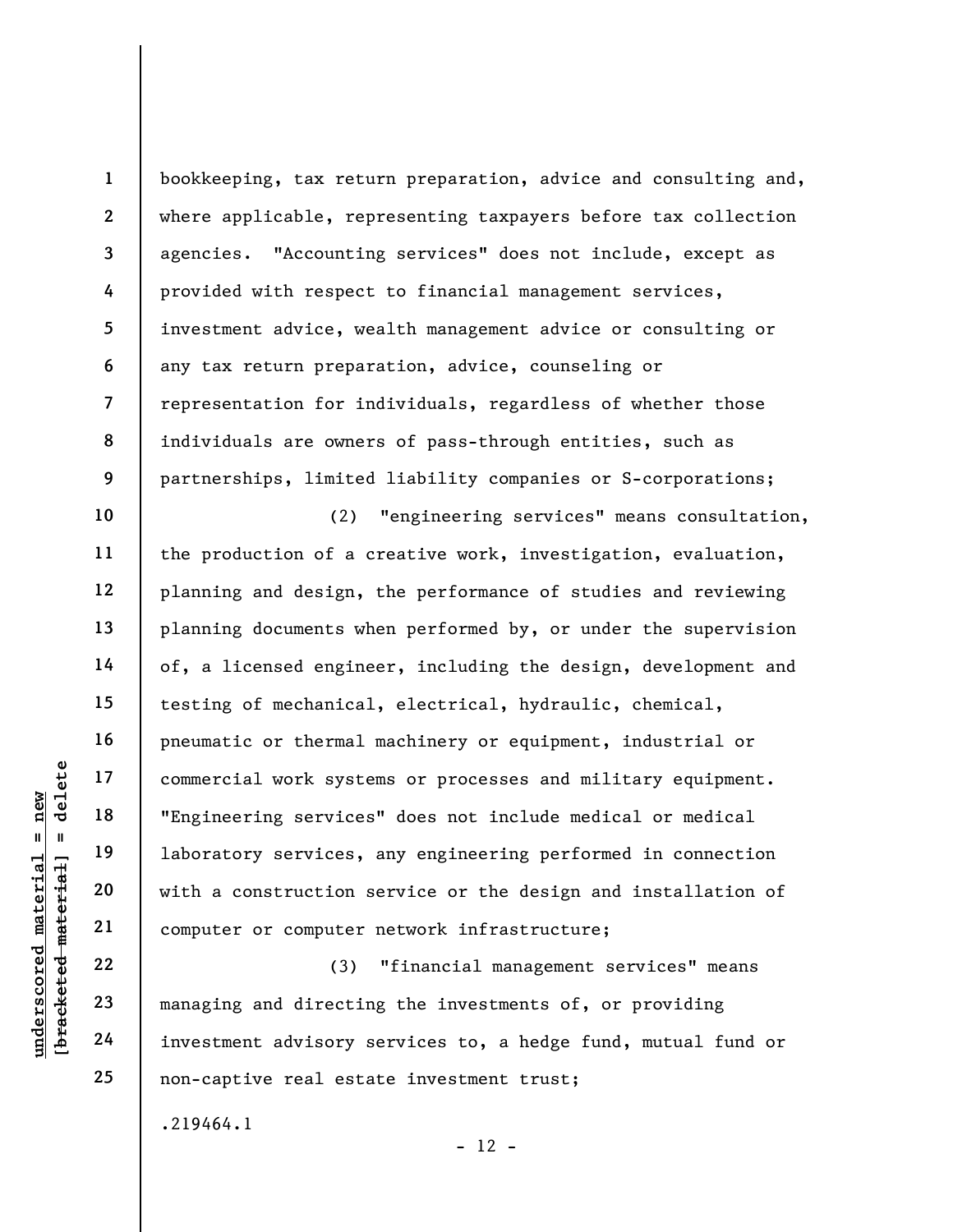bookkeeping, tax return preparation, advice and consulting and, where applicable, representing taxpayers before tax collection agencies. "Accounting services" does not include, except as provided with respect to financial management services, investment advice, wealth management advice or consulting or any tax return preparation, advice, counseling or representation for individuals, regardless of whether those individuals are owners of pass-through entities, such as partnerships, limited liability companies or S-corporations;

(2) "engineering services" means consultation, the production of a creative work, investigation, evaluation, planning and design, the performance of studies and reviewing planning documents when performed by, or under the supervision of, a licensed engineer, including the design, development and testing of mechanical, electrical, hydraulic, chemical, pneumatic or thermal machinery or equipment, industrial or commercial work systems or processes and military equipment. "Engineering services" does not include medical or medical laboratory services, any engineering performed in connection with a construction service or the design and installation of computer or computer network infrastructure;

(3) "financial management services" means managing and directing the investments of, or providing investment advisory services to, a hedge fund, mutual fund or non-captive real estate investment trust;

.219464.1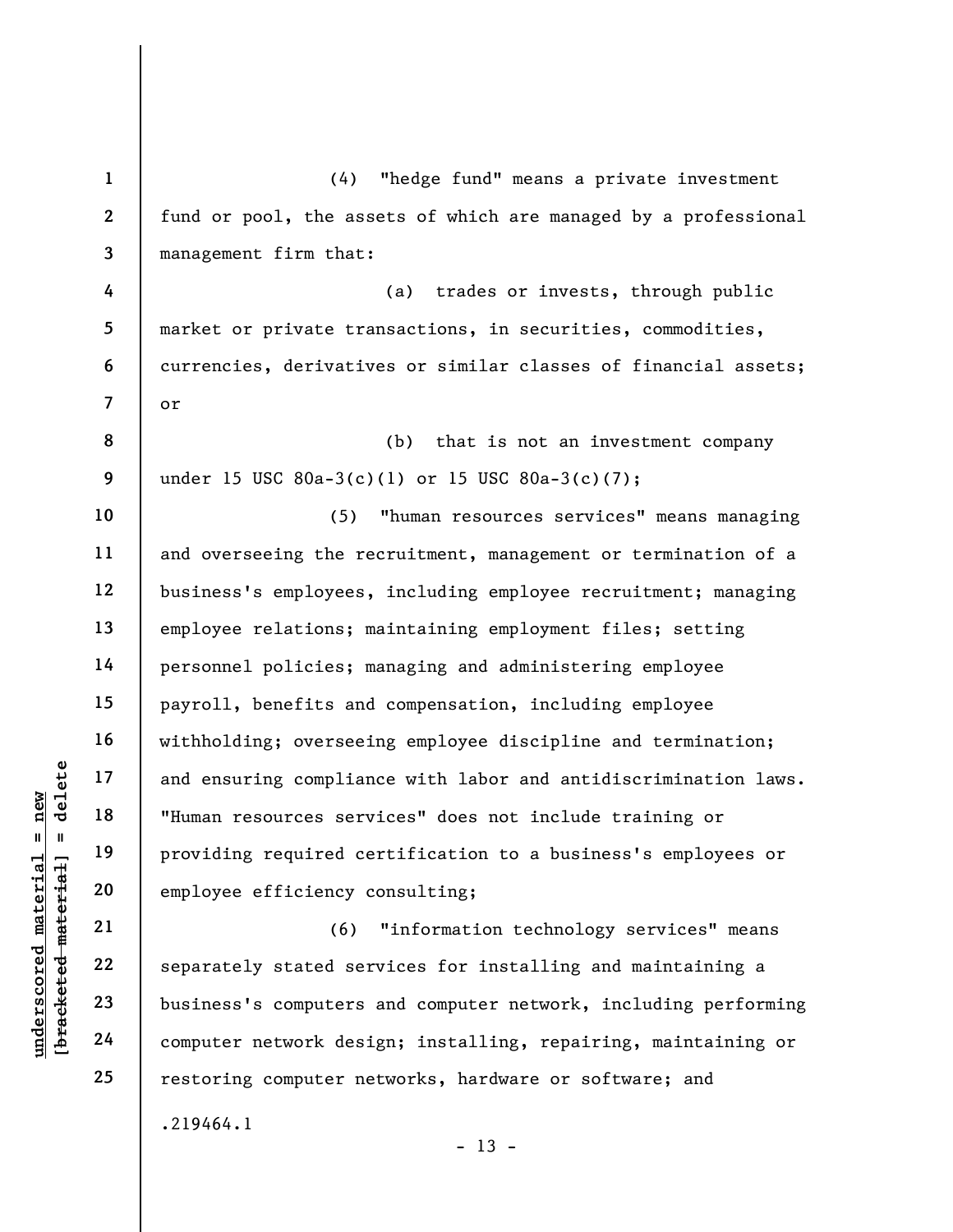(4) "hedge fund" means a private investment fund or pool, the assets of which are managed by a professional management firm that:

(a) trades or invests, through public market or private transactions, in securities, commodities, currencies, derivatives or similar classes of financial assets; or

(b) that is not an investment company under 15 USC 80a-3(c)(1) or 15 USC 80a-3(c)(7);

(5) "human resources services" means managing and overseeing the recruitment, management or termination of a business's employees, including employee recruitment; managing employee relations; maintaining employment files; setting personnel policies; managing and administering employee payroll, benefits and compensation, including employee withholding; overseeing employee discipline and termination; and ensuring compliance with labor and antidiscrimination laws. "Human resources services" does not include training or providing required certification to a business's employees or employee efficiency consulting;

(6) "information technology services" means separately stated services for installing and maintaining a business's computers and computer network, including performing computer network design; installing, repairing, maintaining or restoring computer networks, hardware or software; and

.219464.1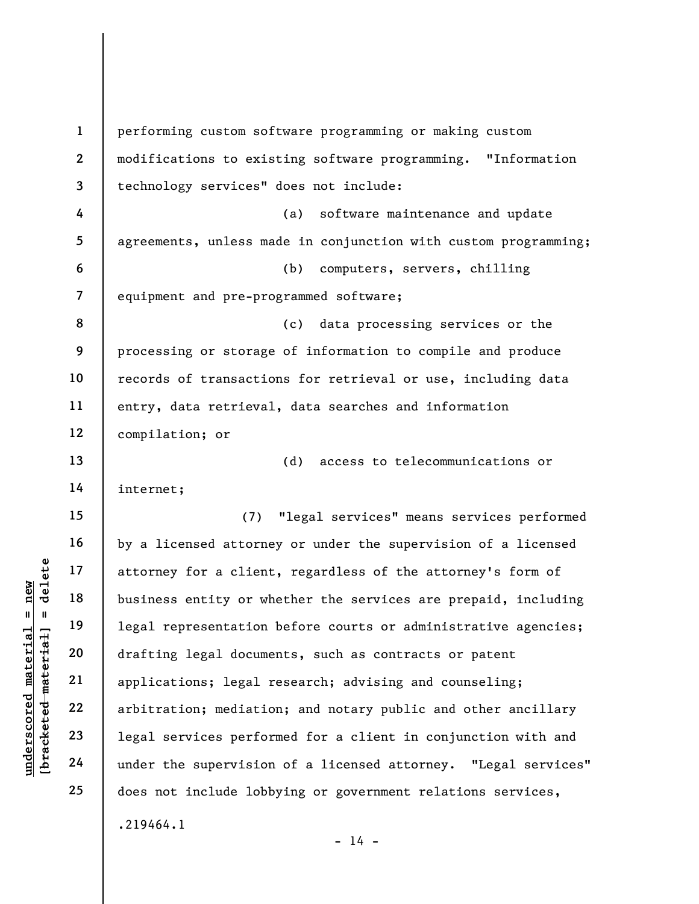performing custom software programming or making custom modifications to existing software programming. "Information technology services" does not include:

(a) software maintenance and update agreements, unless made in conjunction with custom programming;

(b) computers, servers, chilling equipment and pre-programmed software;

(c) data processing services or the processing or storage of information to compile and produce records of transactions for retrieval or use, including data entry, data retrieval, data searches and information compilation; or

(d) access to telecommunications or internet;

(7) "legal services" means services performed by a licensed attorney or under the supervision of a licensed attorney for a client, regardless of the attorney's form of business entity or whether the services are prepaid, including legal representation before courts or administrative agencies; drafting legal documents, such as contracts or patent applications; legal research; advising and counseling; arbitration; mediation; and notary public and other ancillary legal services performed for a client in conjunction with and under the supervision of a licensed attorney. "Legal services" does not include lobbying or government relations services,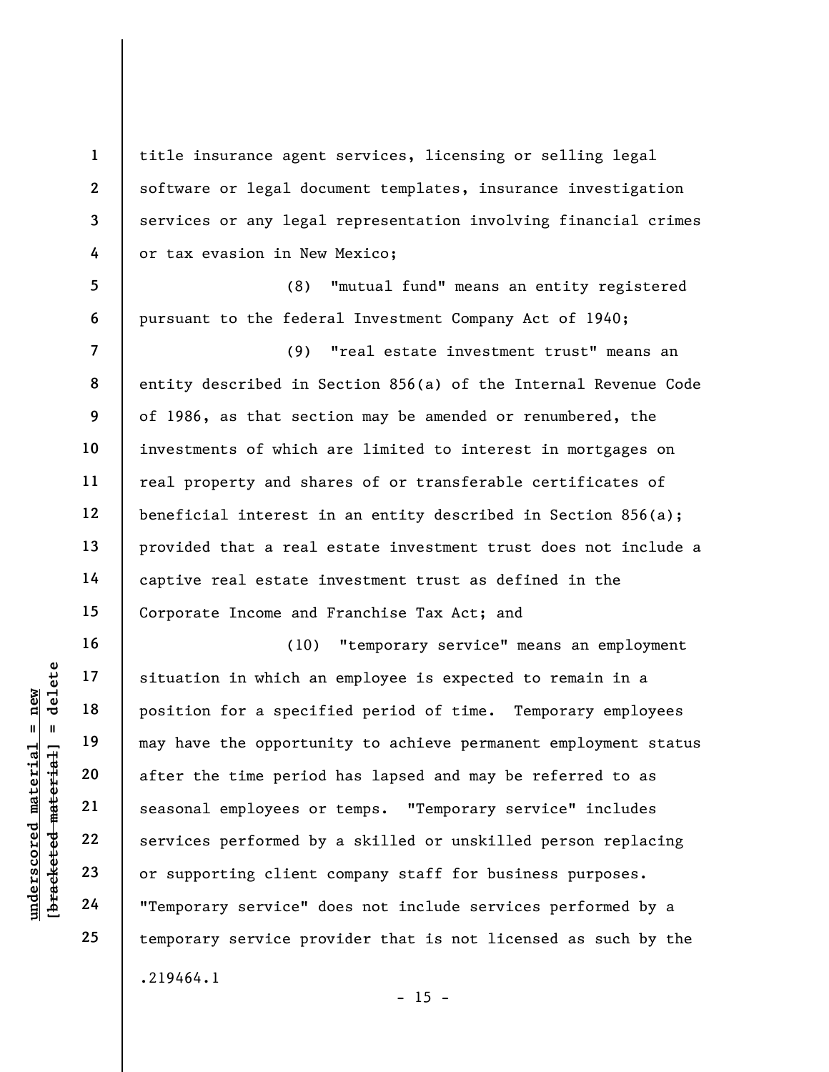title insurance agent services, licensing or selling legal software or legal document templates, insurance investigation services or any legal representation involving financial crimes or tax evasion in New Mexico;

(8) "mutual fund" means an entity registered pursuant to the federal Investment Company Act of 1940;

(9) "real estate investment trust" means an entity described in Section 856(a) of the Internal Revenue Code of 1986, as that section may be amended or renumbered, the investments of which are limited to interest in mortgages on real property and shares of or transferable certificates of beneficial interest in an entity described in Section 856(a); provided that a real estate investment trust does not include a captive real estate investment trust as defined in the Corporate Income and Franchise Tax Act; and

(10) "temporary service" means an employment situation in which an employee is expected to remain in a position for a specified period of time. Temporary employees may have the opportunity to achieve permanent employment status after the time period has lapsed and may be referred to as seasonal employees or temps. "Temporary service" includes services performed by a skilled or unskilled person replacing or supporting client company staff for business purposes. "Temporary service" does not include services performed by a temporary service provider that is not licensed as such by the

.219464.1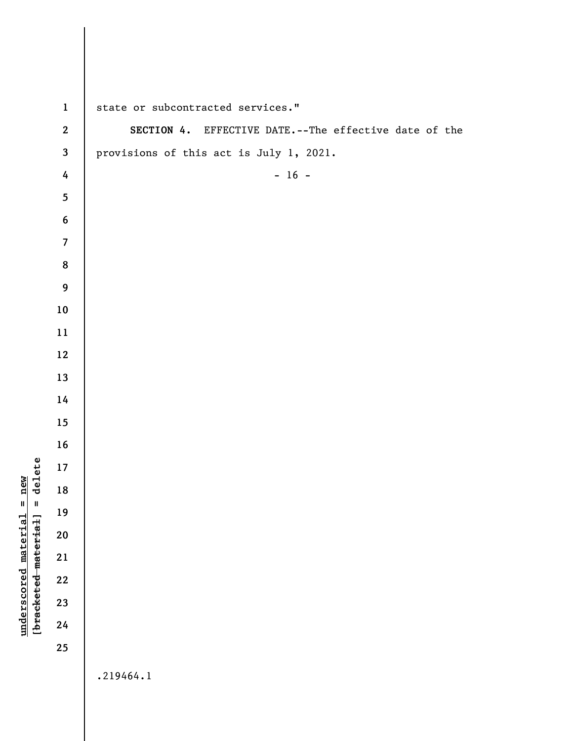state or subcontracted services."

**SECTION 4.** EFFECTIVE DATE.--The effective date of the provisions of this act is July 1, 2021.

.219464.1